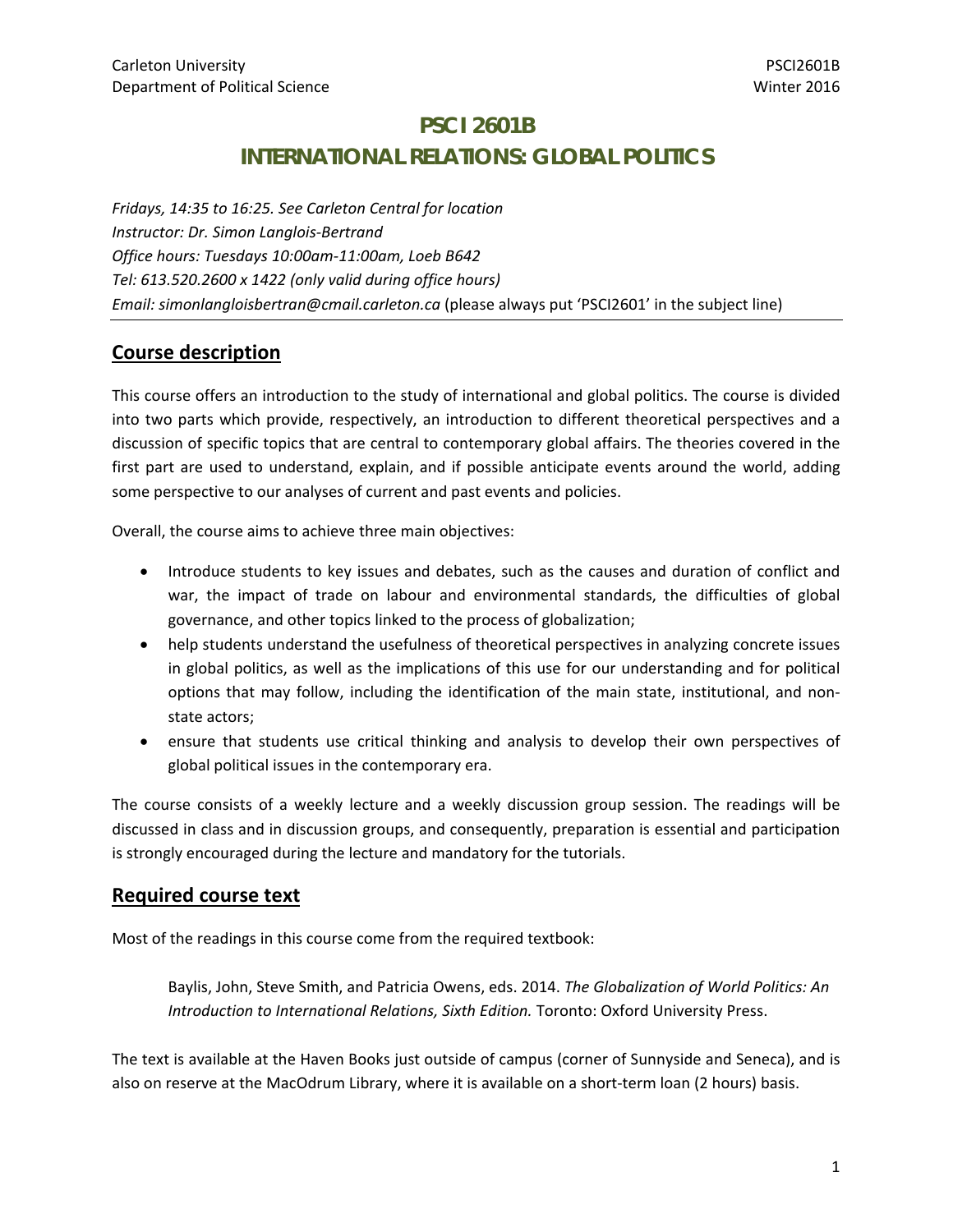Carleton University
Department of Political Science

PSCI2601B
Winter 2016

# PSCI 2601B
# INTERNATIONAL RELATIONS: GLOBAL POLITICS

*Fridays, 14:35 to 16:25. See Carleton Central for location*
*Instructor: Dr. Simon Langlois-Bertrand*
*Office hours: Tuesdays 10:00am-11:00am, Loeb B642*
*Tel: 613.520.2600 x 1422 (only valid during office hours)*
*Email: simonlangloisbertran@cmail.carleton.ca* (please always put 'PSCI2601' in the subject line)

## Course description

This course offers an introduction to the study of international and global politics. The course is divided into two parts which provide, respectively, an introduction to different theoretical perspectives and a discussion of specific topics that are central to contemporary global affairs. The theories covered in the first part are used to understand, explain, and if possible anticipate events around the world, adding some perspective to our analyses of current and past events and policies.

Overall, the course aims to achieve three main objectives:

- Introduce students to key issues and debates, such as the causes and duration of conflict and war, the impact of trade on labour and environmental standards, the difficulties of global governance, and other topics linked to the process of globalization;
- help students understand the usefulness of theoretical perspectives in analyzing concrete issues in global politics, as well as the implications of this use for our understanding and for political options that may follow, including the identification of the main state, institutional, and non-state actors;
- ensure that students use critical thinking and analysis to develop their own perspectives of global political issues in the contemporary era.

The course consists of a weekly lecture and a weekly discussion group session. The readings will be discussed in class and in discussion groups, and consequently, preparation is essential and participation is strongly encouraged during the lecture and mandatory for the tutorials.

## Required course text

Most of the readings in this course come from the required textbook:

> Baylis, John, Steve Smith, and Patricia Owens, eds. 2014. *The Globalization of World Politics: An Introduction to International Relations, Sixth Edition.* Toronto: Oxford University Press.

The text is available at the Haven Books just outside of campus (corner of Sunnyside and Seneca), and is also on reserve at the MacOdrum Library, where it is available on a short-term loan (2 hours) basis.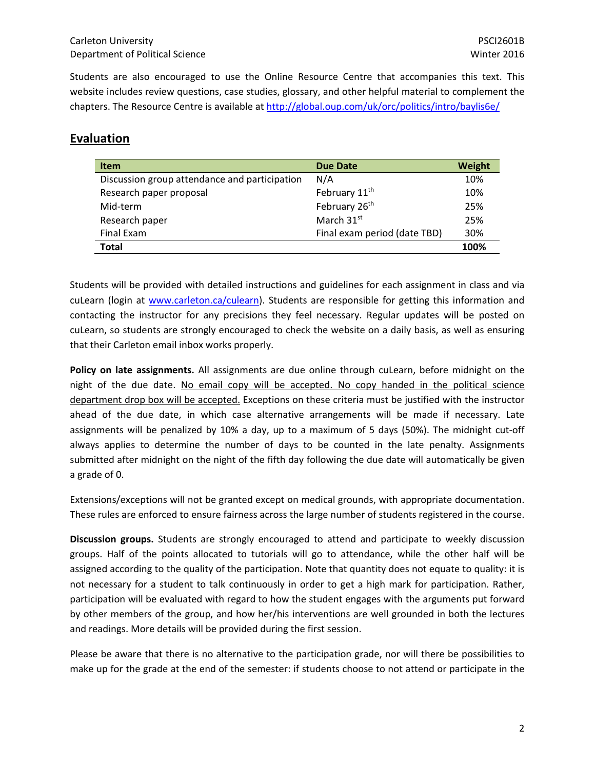Students are also encouraged to use the Online Resource Centre that accompanies this text. This website includes review questions, case studies, glossary, and other helpful material to complement the chapters. The Resource Centre is available at [http://global.oup.com/uk/orc/politics/intro/baylis6e/](http://global.oup.com/uk/orc/politics/intro/baylis6e/)

## Evaluation

| Item | Due Date | Weight |
|---|---|---|
| Discussion group attendance and participation | N/A | 10% |
| Research paper proposal | February 11th | 10% |
| Mid-term | February 26th | 25% |
| Research paper | March 31st | 25% |
| Final Exam | Final exam period (date TBD) | 30% |
| **Total** | | **100%** |

Students will be provided with detailed instructions and guidelines for each assignment in class and via cuLearn (login at [www.carleton.ca/culearn](www.carleton.ca/culearn)). Students are responsible for getting this information and contacting the instructor for any precisions they feel necessary. Regular updates will be posted on cuLearn, so students are strongly encouraged to check the website on a daily basis, as well as ensuring that their Carleton email inbox works properly.

**Policy on late assignments.** All assignments are due online through cuLearn, before midnight on the night of the due date. No email copy will be accepted. No copy handed in the political science department drop box will be accepted. Exceptions on these criteria must be justified with the instructor ahead of the due date, in which case alternative arrangements will be made if necessary. Late assignments will be penalized by 10% a day, up to a maximum of 5 days (50%). The midnight cut-off always applies to determine the number of days to be counted in the late penalty. Assignments submitted after midnight on the night of the fifth day following the due date will automatically be given a grade of 0.

Extensions/exceptions will not be granted except on medical grounds, with appropriate documentation. These rules are enforced to ensure fairness across the large number of students registered in the course.

**Discussion groups.** Students are strongly encouraged to attend and participate to weekly discussion groups. Half of the points allocated to tutorials will go to attendance, while the other half will be assigned according to the quality of the participation. Note that quantity does not equate to quality: it is not necessary for a student to talk continuously in order to get a high mark for participation. Rather, participation will be evaluated with regard to how the student engages with the arguments put forward by other members of the group, and how her/his interventions are well grounded in both the lectures and readings. More details will be provided during the first session.

Please be aware that there is no alternative to the participation grade, nor will there be possibilities to make up for the grade at the end of the semester: if students choose to not attend or participate in the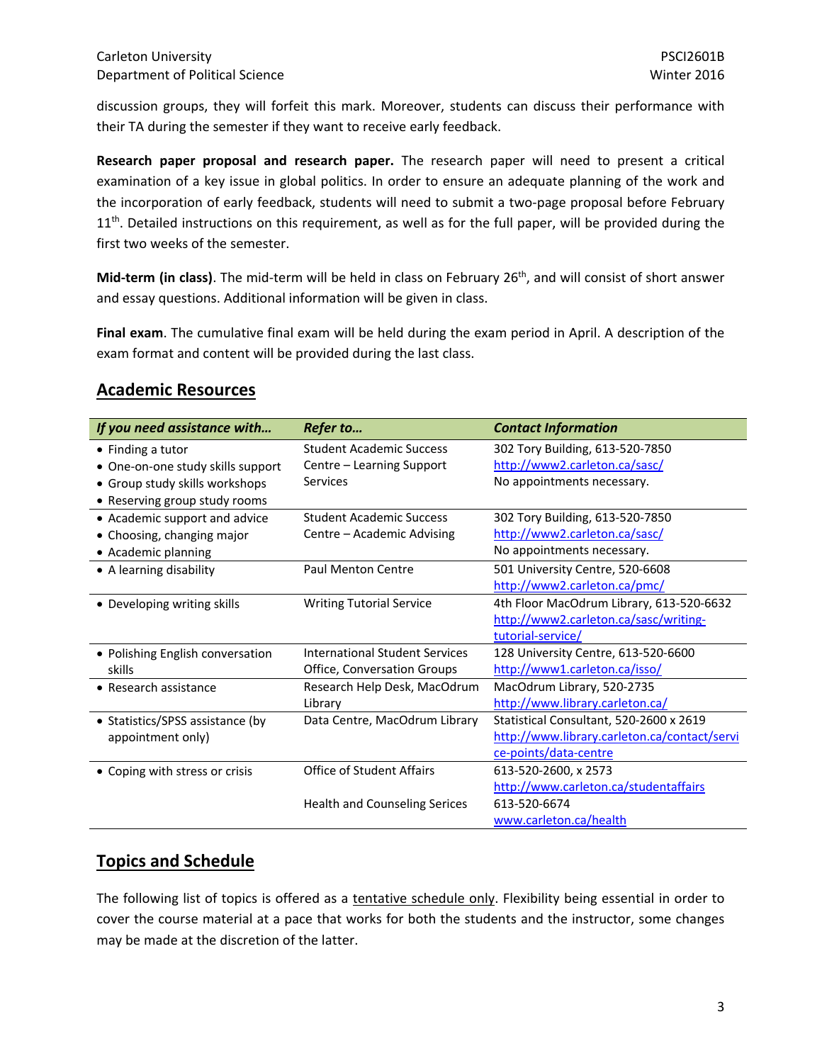discussion groups, they will forfeit this mark. Moreover, students can discuss their performance with their TA during the semester if they want to receive early feedback.

**Research paper proposal and research paper.** The research paper will need to present a critical examination of a key issue in global politics. In order to ensure an adequate planning of the work and the incorporation of early feedback, students will need to submit a two-page proposal before February 11th. Detailed instructions on this requirement, as well as for the full paper, will be provided during the first two weeks of the semester.

**Mid-term (in class)**. The mid-term will be held in class on February 26th, and will consist of short answer and essay questions. Additional information will be given in class.

**Final exam**. The cumulative final exam will be held during the exam period in April. A description of the exam format and content will be provided during the last class.

## Academic Resources

| *If you need assistance with…* | *Refer to…* | *Contact Information* |
|---|---|---|
| • Finding a tutor<br>• One-on-one study skills support<br>• Group study skills workshops<br>• Reserving group study rooms | Student Academic Success Centre – Learning Support Services | 302 Tory Building, 613-520-7850<br>http://www2.carleton.ca/sasc/<br>No appointments necessary. |
| • Academic support and advice<br>• Choosing, changing major<br>• Academic planning | Student Academic Success Centre – Academic Advising | 302 Tory Building, 613-520-7850<br>http://www2.carleton.ca/sasc/<br>No appointments necessary. |
| • A learning disability | Paul Menton Centre | 501 University Centre, 520-6608<br>http://www2.carleton.ca/pmc/ |
| • Developing writing skills | Writing Tutorial Service | 4th Floor MacOdrum Library, 613-520-6632<br>http://www2.carleton.ca/sasc/writing-tutorial-service/ |
| • Polishing English conversation skills | International Student Services Office, Conversation Groups | 128 University Centre, 613-520-6600<br>http://www1.carleton.ca/isso/ |
| • Research assistance | Research Help Desk, MacOdrum Library | MacOdrum Library, 520-2735<br>http://www.library.carleton.ca/ |
| • Statistics/SPSS assistance (by appointment only) | Data Centre, MacOdrum Library | Statistical Consultant, 520-2600 x 2619<br>http://www.library.carleton.ca/contact/service-points/data-centre |
| • Coping with stress or crisis | Office of Student Affairs<br><br>Health and Counseling Serices | 613-520-2600, x 2573<br>http://www.carleton.ca/studentaffairs<br>613-520-6674<br>www.carleton.ca/health |

## Topics and Schedule

The following list of topics is offered as a tentative schedule only. Flexibility being essential in order to cover the course material at a pace that works for both the students and the instructor, some changes may be made at the discretion of the latter.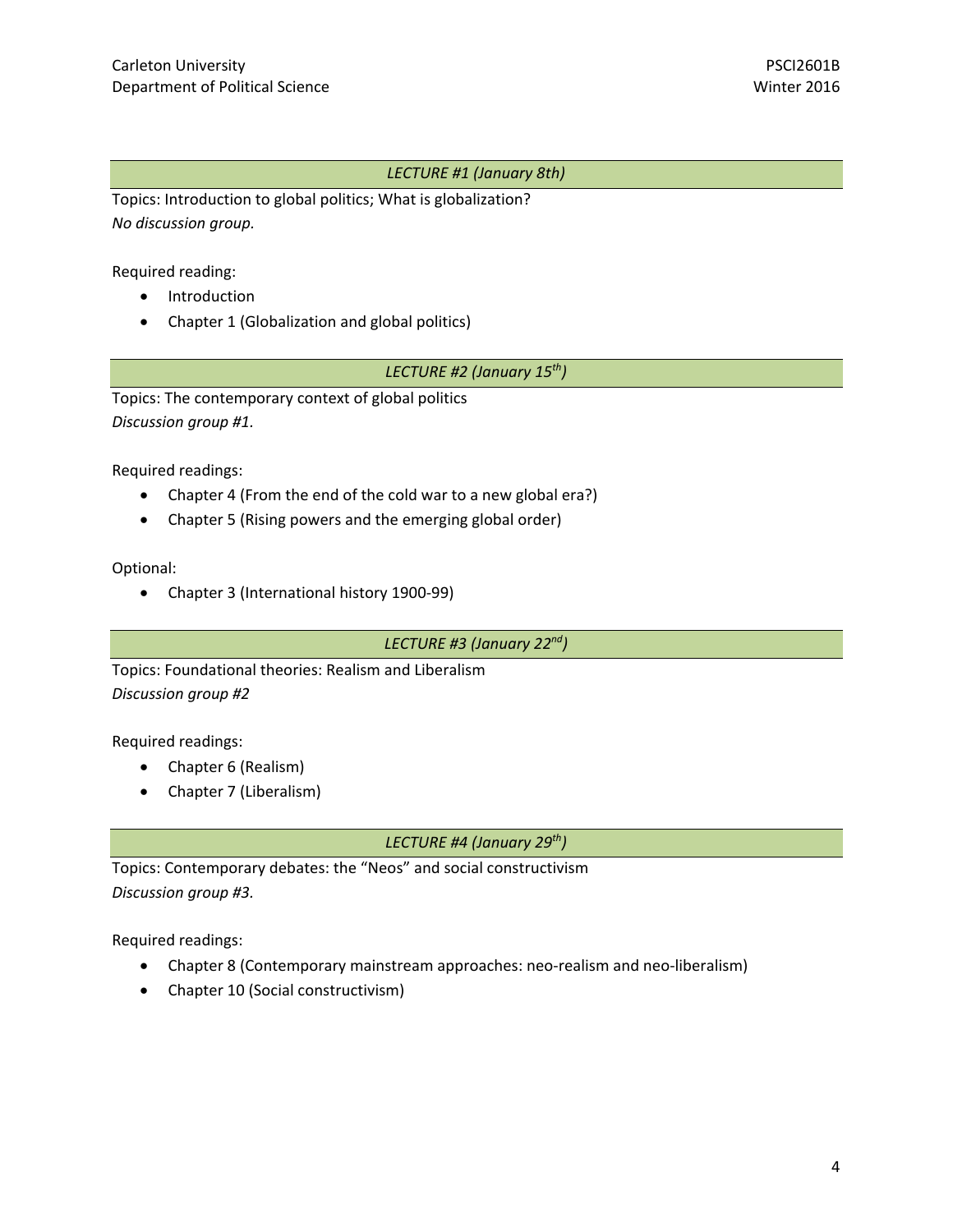### *LECTURE #1 (January 8th)*

Topics: Introduction to global politics; What is globalization?
*No discussion group.*

Required reading:

- Introduction
- Chapter 1 (Globalization and global politics)

### *LECTURE #2 (January 15th)*

Topics: The contemporary context of global politics
*Discussion group #1.*

Required readings:

- Chapter 4 (From the end of the cold war to a new global era?)
- Chapter 5 (Rising powers and the emerging global order)

Optional:

- Chapter 3 (International history 1900-99)

### *LECTURE #3 (January 22nd)*

Topics: Foundational theories: Realism and Liberalism
*Discussion group #2*

Required readings:

- Chapter 6 (Realism)
- Chapter 7 (Liberalism)

### *LECTURE #4 (January 29th)*

Topics: Contemporary debates: the "Neos" and social constructivism
*Discussion group #3.*

Required readings:

- Chapter 8 (Contemporary mainstream approaches: neo-realism and neo-liberalism)
- Chapter 10 (Social constructivism)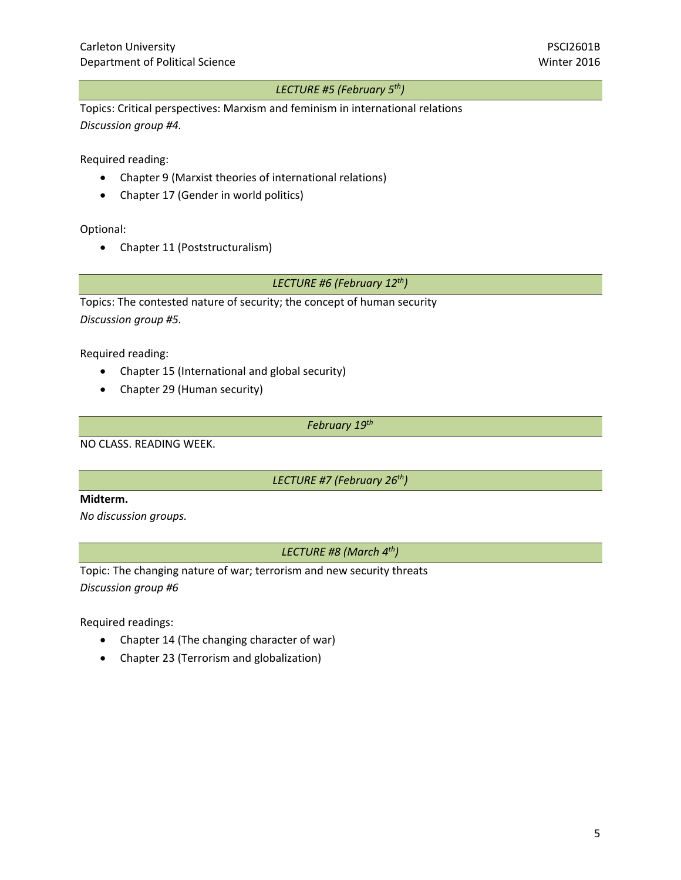### *LECTURE #5 (February 5th)*

Topics: Critical perspectives: Marxism and feminism in international relations
*Discussion group #4.*

Required reading:

- Chapter 9 (Marxist theories of international relations)
- Chapter 17 (Gender in world politics)

Optional:

- Chapter 11 (Poststructuralism)

### *LECTURE #6 (February 12th)*

Topics: The contested nature of security; the concept of human security
*Discussion group #5.*

Required reading:

- Chapter 15 (International and global security)
- Chapter 29 (Human security)

### *February 19th*

NO CLASS. READING WEEK.

### *LECTURE #7 (February 26th)*

**Midterm.**
*No discussion groups.*

### *LECTURE #8 (March 4th)*

Topic: The changing nature of war; terrorism and new security threats
*Discussion group #6*

Required readings:

- Chapter 14 (The changing character of war)
- Chapter 23 (Terrorism and globalization)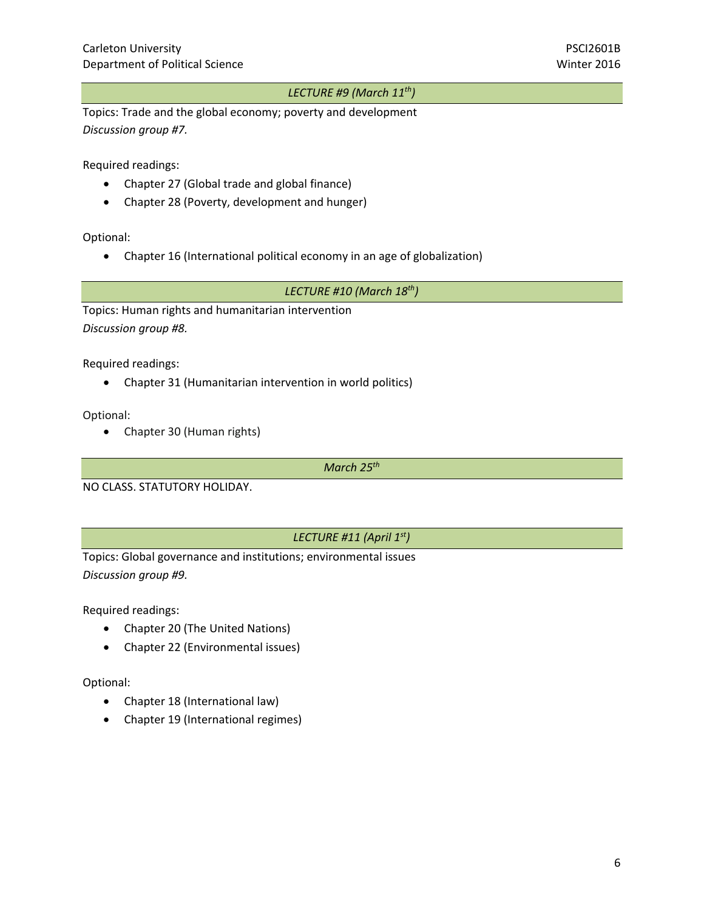### *LECTURE #9 (March 11th)*

Topics: Trade and the global economy; poverty and development
*Discussion group #7.*

Required readings:

- Chapter 27 (Global trade and global finance)
- Chapter 28 (Poverty, development and hunger)

Optional:

- Chapter 16 (International political economy in an age of globalization)

### *LECTURE #10 (March 18th)*

Topics: Human rights and humanitarian intervention
*Discussion group #8.*

Required readings:

- Chapter 31 (Humanitarian intervention in world politics)

Optional:

- Chapter 30 (Human rights)

### *March 25th*

NO CLASS. STATUTORY HOLIDAY.

### *LECTURE #11 (April 1st)*

Topics: Global governance and institutions; environmental issues
*Discussion group #9.*

Required readings:

- Chapter 20 (The United Nations)
- Chapter 22 (Environmental issues)

Optional:

- Chapter 18 (International law)
- Chapter 19 (International regimes)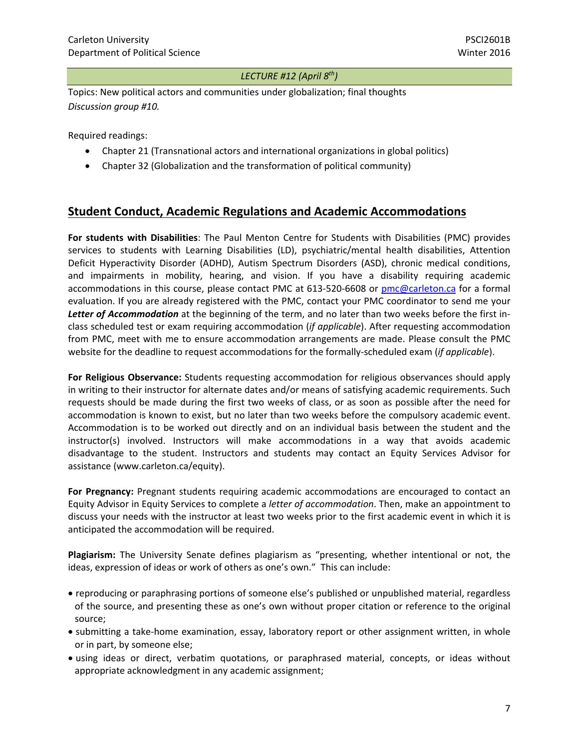*LECTURE #12 (April 8th)*

Topics: New political actors and communities under globalization; final thoughts
*Discussion group #10.*

Required readings:

- Chapter 21 (Transnational actors and international organizations in global politics)
- Chapter 32 (Globalization and the transformation of political community)

## Student Conduct, Academic Regulations and Academic Accommodations

**For students with Disabilities**: The Paul Menton Centre for Students with Disabilities (PMC) provides services to students with Learning Disabilities (LD), psychiatric/mental health disabilities, Attention Deficit Hyperactivity Disorder (ADHD), Autism Spectrum Disorders (ASD), chronic medical conditions, and impairments in mobility, hearing, and vision. If you have a disability requiring academic accommodations in this course, please contact PMC at 613-520-6608 or pmc@carleton.ca for a formal evaluation. If you are already registered with the PMC, contact your PMC coordinator to send me your ***Letter of Accommodation*** at the beginning of the term, and no later than two weeks before the first in-class scheduled test or exam requiring accommodation (*if applicable*). After requesting accommodation from PMC, meet with me to ensure accommodation arrangements are made. Please consult the PMC website for the deadline to request accommodations for the formally-scheduled exam (*if applicable*).

**For Religious Observance:** Students requesting accommodation for religious observances should apply in writing to their instructor for alternate dates and/or means of satisfying academic requirements. Such requests should be made during the first two weeks of class, or as soon as possible after the need for accommodation is known to exist, but no later than two weeks before the compulsory academic event. Accommodation is to be worked out directly and on an individual basis between the student and the instructor(s) involved. Instructors will make accommodations in a way that avoids academic disadvantage to the student. Instructors and students may contact an Equity Services Advisor for assistance (www.carleton.ca/equity).

**For Pregnancy:** Pregnant students requiring academic accommodations are encouraged to contact an Equity Advisor in Equity Services to complete a *letter of accommodation*. Then, make an appointment to discuss your needs with the instructor at least two weeks prior to the first academic event in which it is anticipated the accommodation will be required.

**Plagiarism:** The University Senate defines plagiarism as "presenting, whether intentional or not, the ideas, expression of ideas or work of others as one's own." This can include:

- reproducing or paraphrasing portions of someone else's published or unpublished material, regardless of the source, and presenting these as one's own without proper citation or reference to the original source;
- submitting a take-home examination, essay, laboratory report or other assignment written, in whole or in part, by someone else;
- using ideas or direct, verbatim quotations, or paraphrased material, concepts, or ideas without appropriate acknowledgment in any academic assignment;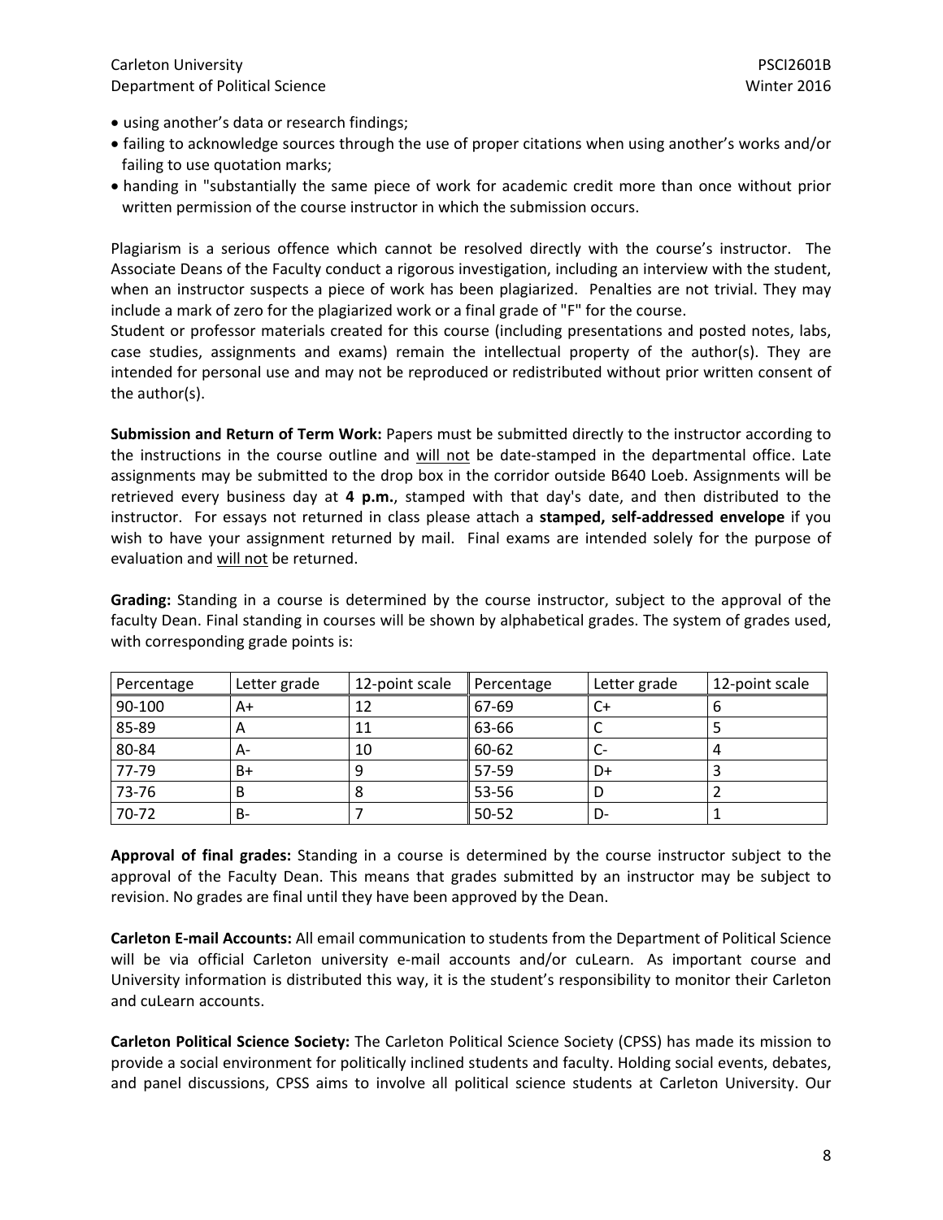- using another's data or research findings;
- failing to acknowledge sources through the use of proper citations when using another's works and/or failing to use quotation marks;
- handing in "substantially the same piece of work for academic credit more than once without prior written permission of the course instructor in which the submission occurs.

Plagiarism is a serious offence which cannot be resolved directly with the course's instructor. The Associate Deans of the Faculty conduct a rigorous investigation, including an interview with the student, when an instructor suspects a piece of work has been plagiarized. Penalties are not trivial. They may include a mark of zero for the plagiarized work or a final grade of "F" for the course.
Student or professor materials created for this course (including presentations and posted notes, labs, case studies, assignments and exams) remain the intellectual property of the author(s). They are intended for personal use and may not be reproduced or redistributed without prior written consent of the author(s).

**Submission and Return of Term Work:** Papers must be submitted directly to the instructor according to the instructions in the course outline and <u>will not</u> be date-stamped in the departmental office. Late assignments may be submitted to the drop box in the corridor outside B640 Loeb. Assignments will be retrieved every business day at **4 p.m.**, stamped with that day's date, and then distributed to the instructor. For essays not returned in class please attach a **stamped, self-addressed envelope** if you wish to have your assignment returned by mail. Final exams are intended solely for the purpose of evaluation and <u>will not</u> be returned.

**Grading:** Standing in a course is determined by the course instructor, subject to the approval of the faculty Dean. Final standing in courses will be shown by alphabetical grades. The system of grades used, with corresponding grade points is:

| Percentage | Letter grade | 12-point scale | Percentage | Letter grade | 12-point scale |
|---|---|---|---|---|---|
| 90-100 | A+ | 12 | 67-69 | C+ | 6 |
| 85-89 | A | 11 | 63-66 | C | 5 |
| 80-84 | A- | 10 | 60-62 | C- | 4 |
| 77-79 | B+ | 9 | 57-59 | D+ | 3 |
| 73-76 | B | 8 | 53-56 | D | 2 |
| 70-72 | B- | 7 | 50-52 | D- | 1 |

**Approval of final grades:** Standing in a course is determined by the course instructor subject to the approval of the Faculty Dean. This means that grades submitted by an instructor may be subject to revision. No grades are final until they have been approved by the Dean.

**Carleton E-mail Accounts:** All email communication to students from the Department of Political Science will be via official Carleton university e-mail accounts and/or cuLearn. As important course and University information is distributed this way, it is the student's responsibility to monitor their Carleton and cuLearn accounts.

**Carleton Political Science Society:** The Carleton Political Science Society (CPSS) has made its mission to provide a social environment for politically inclined students and faculty. Holding social events, debates, and panel discussions, CPSS aims to involve all political science students at Carleton University. Our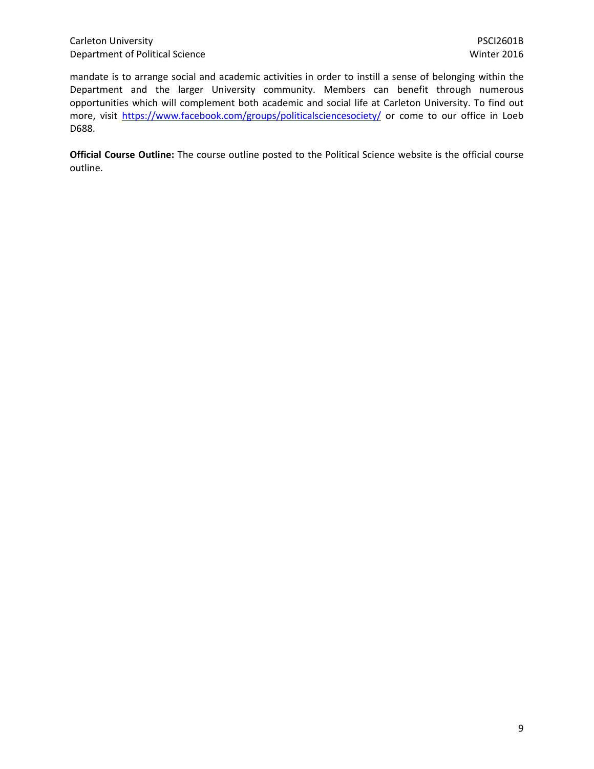mandate is to arrange social and academic activities in order to instill a sense of belonging within the Department and the larger University community. Members can benefit through numerous opportunities which will complement both academic and social life at Carleton University. To find out more, visit https://www.facebook.com/groups/politicalsciencesociety/ or come to our office in Loeb D688.

**Official Course Outline:** The course outline posted to the Political Science website is the official course outline.